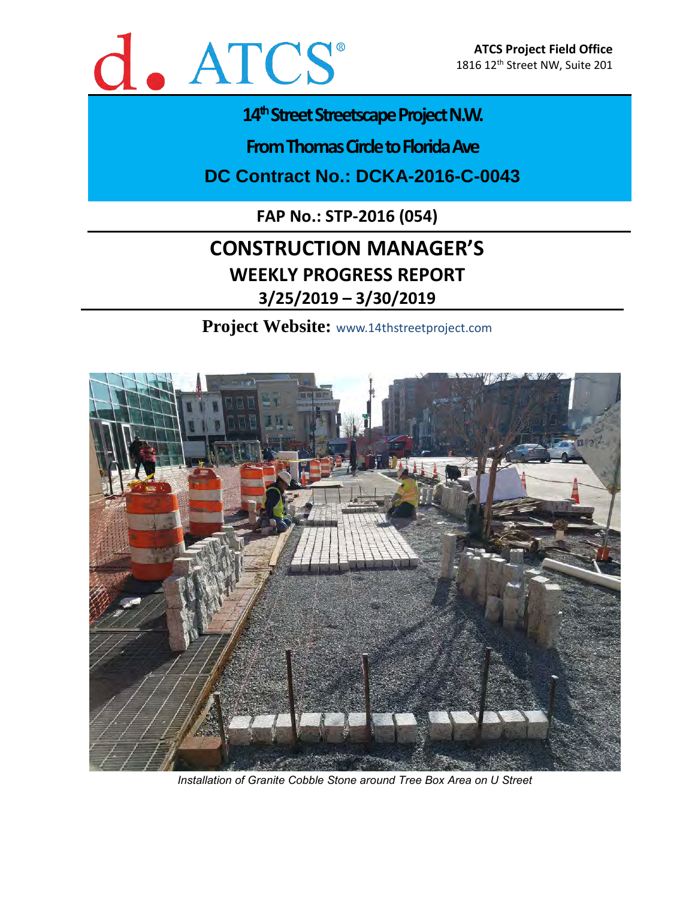ATCS Project Field Office
1816 12th Street NW, Suite 201

# 14th Street Streetscape Project N.W.

## From Thomas Circle to Florida Ave

## DC Contract No.: DCKA-2016-C-0043

**FAP No.: STP-2016 (054)**

# CONSTRUCTION MANAGER'S

## WEEKLY PROGRESS REPORT

## 3/25/2019 – 3/30/2019

**Project Website:** www.14thstreetproject.com

*Installation of Granite Cobble Stone around Tree Box Area on U Street*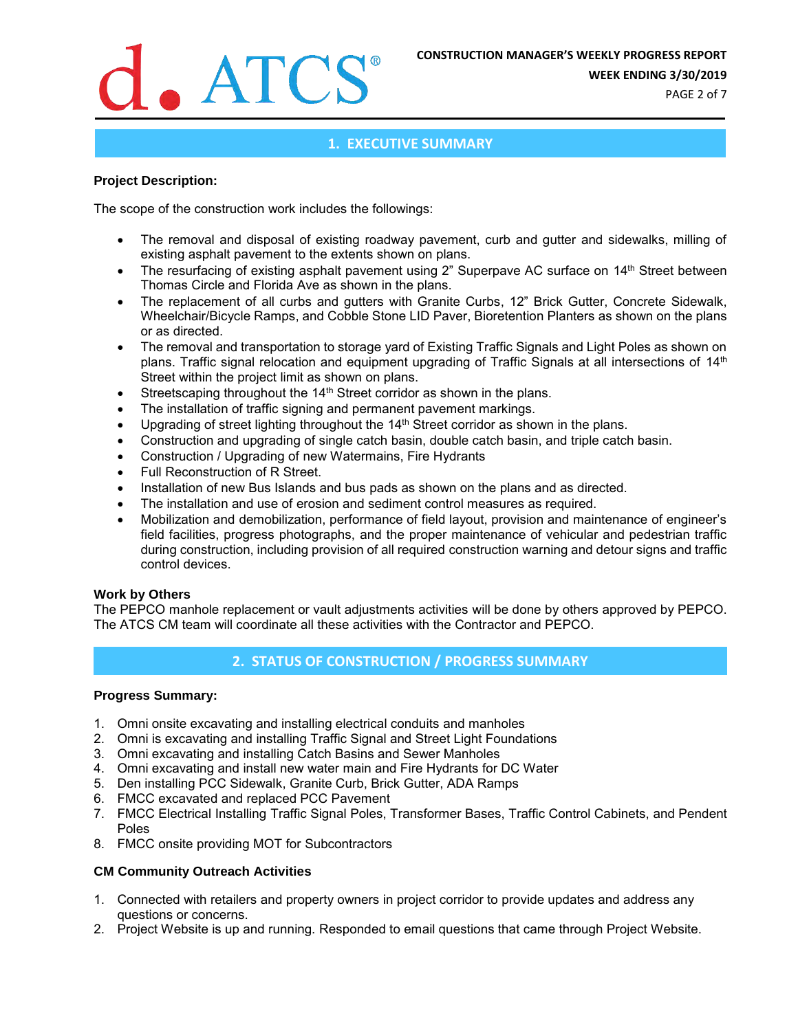## 1. EXECUTIVE SUMMARY

**Project Description:**

The scope of the construction work includes the followings:

- The removal and disposal of existing roadway pavement, curb and gutter and sidewalks, milling of existing asphalt pavement to the extents shown on plans.
- The resurfacing of existing asphalt pavement using 2" Superpave AC surface on 14th Street between Thomas Circle and Florida Ave as shown in the plans.
- The replacement of all curbs and gutters with Granite Curbs, 12" Brick Gutter, Concrete Sidewalk, Wheelchair/Bicycle Ramps, and Cobble Stone LID Paver, Bioretention Planters as shown on the plans or as directed.
- The removal and transportation to storage yard of Existing Traffic Signals and Light Poles as shown on plans. Traffic signal relocation and equipment upgrading of Traffic Signals at all intersections of 14th Street within the project limit as shown on plans.
- Streetscaping throughout the 14th Street corridor as shown in the plans.
- The installation of traffic signing and permanent pavement markings.
- Upgrading of street lighting throughout the 14th Street corridor as shown in the plans.
- Construction and upgrading of single catch basin, double catch basin, and triple catch basin.
- Construction / Upgrading of new Watermains, Fire Hydrants
- Full Reconstruction of R Street.
- Installation of new Bus Islands and bus pads as shown on the plans and as directed.
- The installation and use of erosion and sediment control measures as required.
- Mobilization and demobilization, performance of field layout, provision and maintenance of engineer's field facilities, progress photographs, and the proper maintenance of vehicular and pedestrian traffic during construction, including provision of all required construction warning and detour signs and traffic control devices.

**Work by Others**

The PEPCO manhole replacement or vault adjustments activities will be done by others approved by PEPCO. The ATCS CM team will coordinate all these activities with the Contractor and PEPCO.

## 2. STATUS OF CONSTRUCTION / PROGRESS SUMMARY

**Progress Summary:**

1. Omni onsite excavating and installing electrical conduits and manholes
2. Omni is excavating and installing Traffic Signal and Street Light Foundations
3. Omni excavating and installing Catch Basins and Sewer Manholes
4. Omni excavating and install new water main and Fire Hydrants for DC Water
5. Den installing PCC Sidewalk, Granite Curb, Brick Gutter, ADA Ramps
6. FMCC excavated and replaced PCC Pavement
7. FMCC Electrical Installing Traffic Signal Poles, Transformer Bases, Traffic Control Cabinets, and Pendent Poles
8. FMCC onsite providing MOT for Subcontractors

**CM Community Outreach Activities**

1. Connected with retailers and property owners in project corridor to provide updates and address any questions or concerns.
2. Project Website is up and running. Responded to email questions that came through Project Website.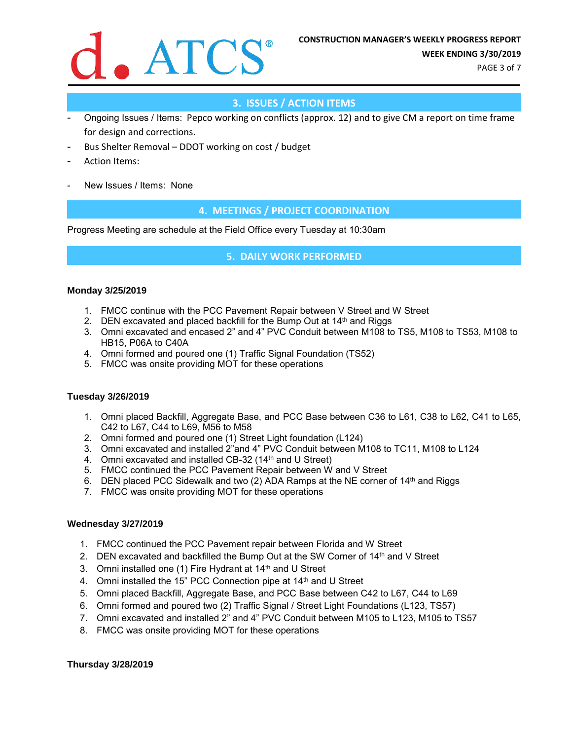## 3. ISSUES / ACTION ITEMS

- Ongoing Issues / Items: Pepco working on conflicts (approx. 12) and to give CM a report on time frame for design and corrections.
- Bus Shelter Removal – DDOT working on cost / budget
- Action Items:
- New Issues / Items: None

## 4. MEETINGS / PROJECT COORDINATION

Progress Meeting are schedule at the Field Office every Tuesday at 10:30am

## 5. DAILY WORK PERFORMED

**Monday 3/25/2019**

1. FMCC continue with the PCC Pavement Repair between V Street and W Street
2. DEN excavated and placed backfill for the Bump Out at 14th and Riggs
3. Omni excavated and encased 2" and 4" PVC Conduit between M108 to TS5, M108 to TS53, M108 to HB15, P06A to C40A
4. Omni formed and poured one (1) Traffic Signal Foundation (TS52)
5. FMCC was onsite providing MOT for these operations

**Tuesday 3/26/2019**

1. Omni placed Backfill, Aggregate Base, and PCC Base between C36 to L61, C38 to L62, C41 to L65, C42 to L67, C44 to L69, M56 to M58
2. Omni formed and poured one (1) Street Light foundation (L124)
3. Omni excavated and installed 2"and 4" PVC Conduit between M108 to TC11, M108 to L124
4. Omni excavated and installed CB-32 (14th and U Street)
5. FMCC continued the PCC Pavement Repair between W and V Street
6. DEN placed PCC Sidewalk and two (2) ADA Ramps at the NE corner of 14th and Riggs
7. FMCC was onsite providing MOT for these operations

**Wednesday 3/27/2019**

1. FMCC continued the PCC Pavement repair between Florida and W Street
2. DEN excavated and backfilled the Bump Out at the SW Corner of 14th and V Street
3. Omni installed one (1) Fire Hydrant at 14th and U Street
4. Omni installed the 15" PCC Connection pipe at 14th and U Street
5. Omni placed Backfill, Aggregate Base, and PCC Base between C42 to L67, C44 to L69
6. Omni formed and poured two (2) Traffic Signal / Street Light Foundations (L123, TS57)
7. Omni excavated and installed 2" and 4" PVC Conduit between M105 to L123, M105 to TS57
8. FMCC was onsite providing MOT for these operations

**Thursday 3/28/2019**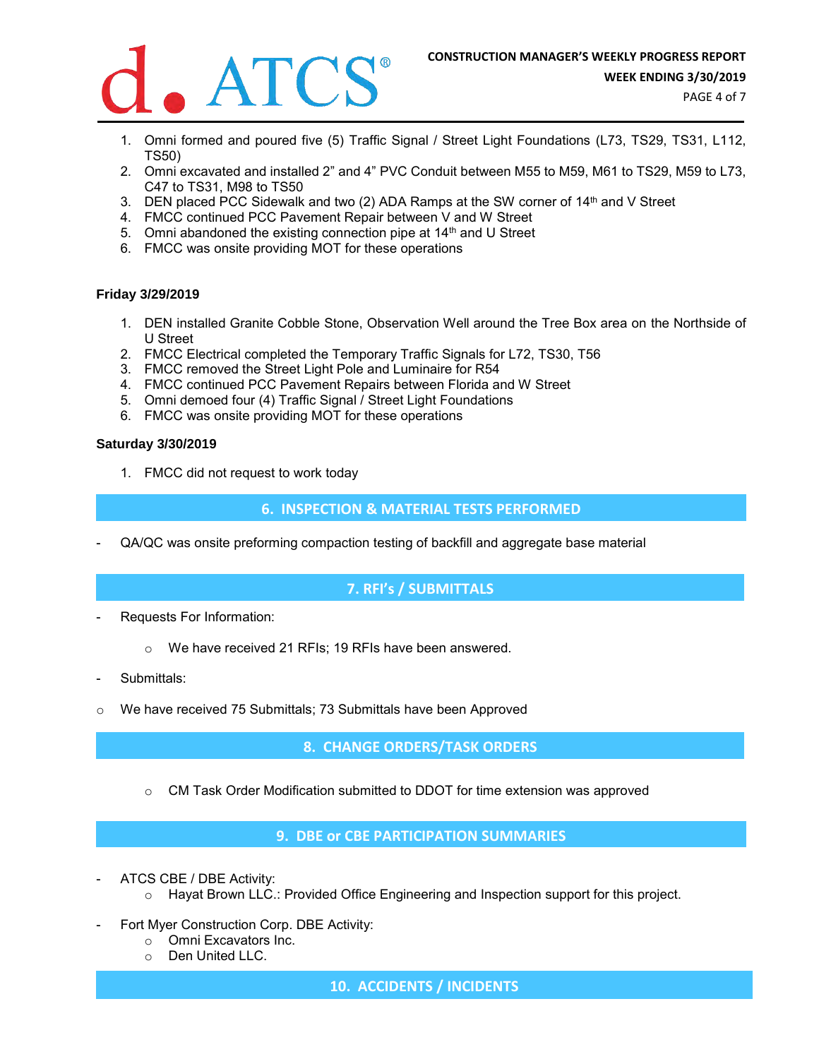1. Omni formed and poured five (5) Traffic Signal / Street Light Foundations (L73, TS29, TS31, L112, TS50)
2. Omni excavated and installed 2” and 4” PVC Conduit between M55 to M59, M61 to TS29, M59 to L73, C47 to TS31, M98 to TS50
3. DEN placed PCC Sidewalk and two (2) ADA Ramps at the SW corner of 14th and V Street
4. FMCC continued PCC Pavement Repair between V and W Street
5. Omni abandoned the existing connection pipe at 14th and U Street
6. FMCC was onsite providing MOT for these operations

**Friday 3/29/2019**

1. DEN installed Granite Cobble Stone, Observation Well around the Tree Box area on the Northside of U Street
2. FMCC Electrical completed the Temporary Traffic Signals for L72, TS30, T56
3. FMCC removed the Street Light Pole and Luminaire for R54
4. FMCC continued PCC Pavement Repairs between Florida and W Street
5. Omni demoed four (4) Traffic Signal / Street Light Foundations
6. FMCC was onsite providing MOT for these operations

**Saturday 3/30/2019**

1. FMCC did not request to work today

## 6. INSPECTION & MATERIAL TESTS PERFORMED

- QA/QC was onsite preforming compaction testing of backfill and aggregate base material

## 7. RFI’s / SUBMITTALS

- Requests For Information:
  - We have received 21 RFIs; 19 RFIs have been answered.
- Submittals:
  - We have received 75 Submittals; 73 Submittals have been Approved

## 8. CHANGE ORDERS/TASK ORDERS

- CM Task Order Modification submitted to DDOT for time extension was approved

## 9. DBE or CBE PARTICIPATION SUMMARIES

- ATCS CBE / DBE Activity:
  - Hayat Brown LLC.: Provided Office Engineering and Inspection support for this project.
- Fort Myer Construction Corp. DBE Activity:
  - Omni Excavators Inc.
  - Den United LLC.

## 10. ACCIDENTS / INCIDENTS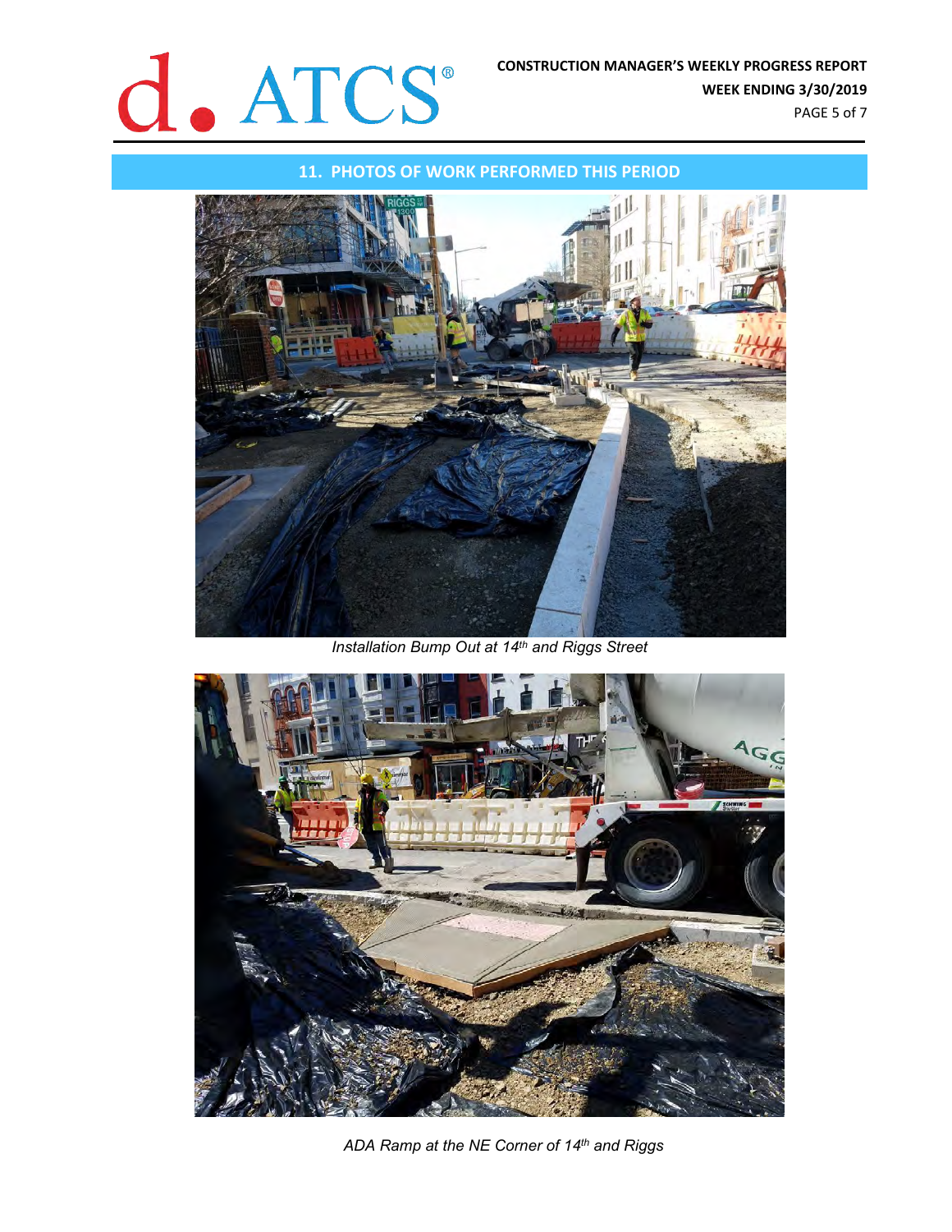## 11. PHOTOS OF WORK PERFORMED THIS PERIOD

*Installation Bump Out at 14th and Riggs Street*

*ADA Ramp at the NE Corner of 14th and Riggs*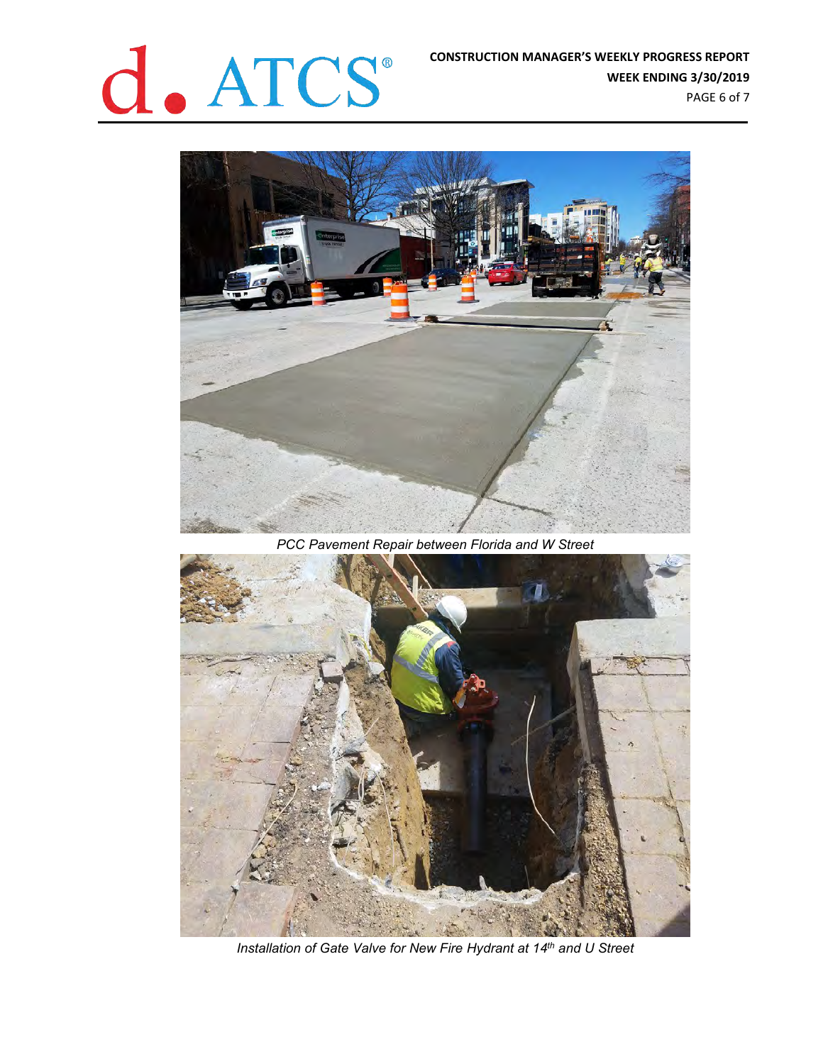*PCC Pavement Repair between Florida and W Street*

*Installation of Gate Valve for New Fire Hydrant at 14th and U Street*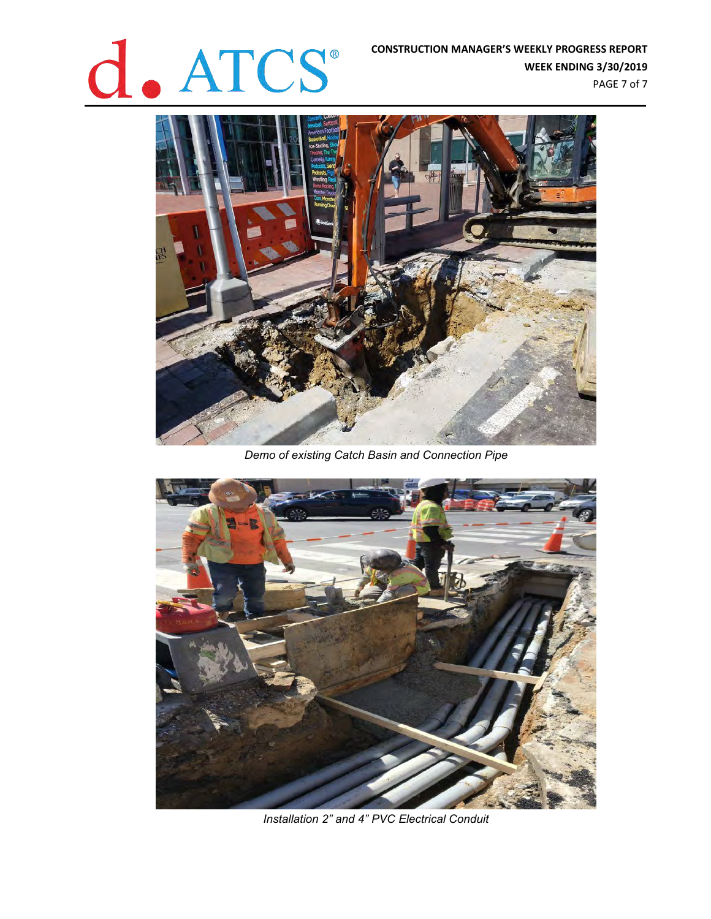*Demo of existing Catch Basin and Connection Pipe*

*Installation 2” and 4” PVC Electrical Conduit*